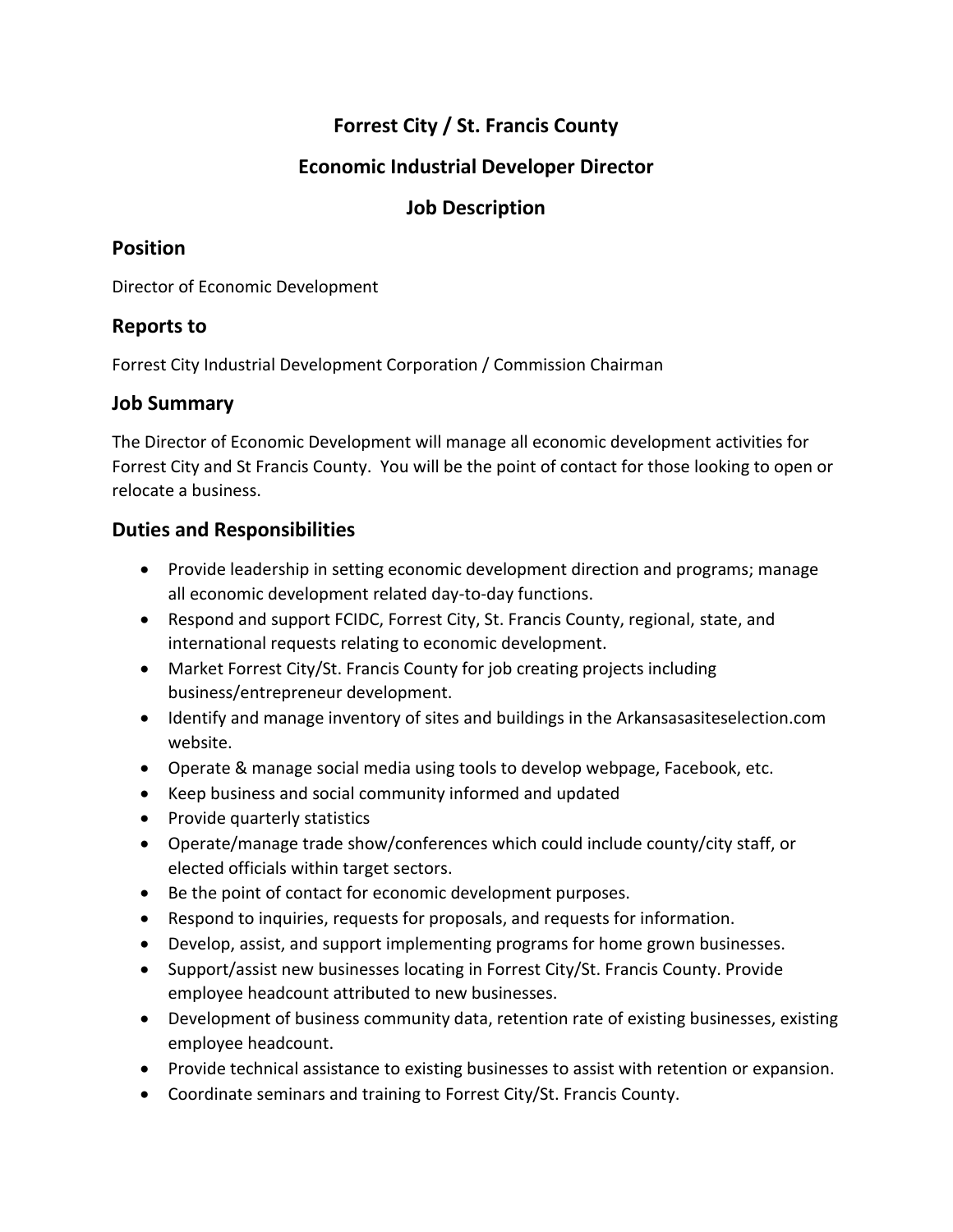# Forrest City / St. Francis County

# Economic Industrial Developer Director

# Job Description

## Position

Director of Economic Development

## Reports to

Forrest City Industrial Development Corporation / Commission Chairman

## Job Summary

The Director of Economic Development will manage all economic development activities for Forrest City and St Francis County. You will be the point of contact for those looking to open or relocate a business.

## Duties and Responsibilities

- Provide leadership in setting economic development direction and programs; manage all economic development related day-to-day functions.
- Respond and support FCIDC, Forrest City, St. Francis County, regional, state, and international requests relating to economic development.
- Market Forrest City/St. Francis County for job creating projects including business/entrepreneur development.
- Identify and manage inventory of sites and buildings in the Arkansasasiteselection.com website.
- Operate & manage social media using tools to develop webpage, Facebook, etc.
- Keep business and social community informed and updated
- Provide quarterly statistics
- Operate/manage trade show/conferences which could include county/city staff, or elected officials within target sectors.
- Be the point of contact for economic development purposes.
- Respond to inquiries, requests for proposals, and requests for information.
- Develop, assist, and support implementing programs for home grown businesses.
- Support/assist new businesses locating in Forrest City/St. Francis County. Provide employee headcount attributed to new businesses.
- Development of business community data, retention rate of existing businesses, existing employee headcount.
- Provide technical assistance to existing businesses to assist with retention or expansion.
- Coordinate seminars and training to Forrest City/St. Francis County.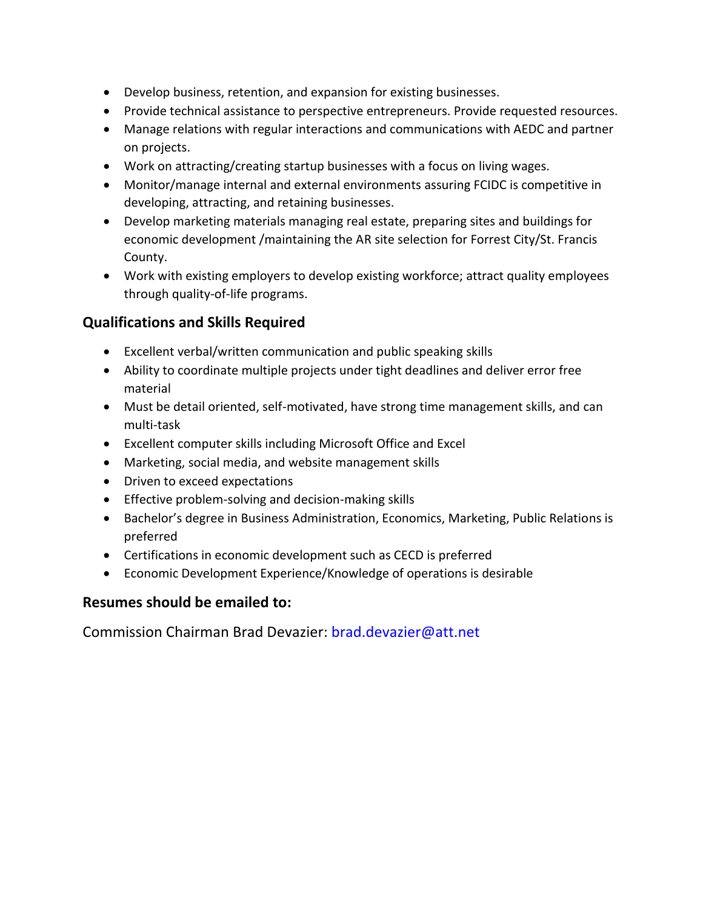- Develop business, retention, and expansion for existing businesses.
- Provide technical assistance to perspective entrepreneurs. Provide requested resources.
- Manage relations with regular interactions and communications with AEDC and partner on projects.
- Work on attracting/creating startup businesses with a focus on living wages.
- Monitor/manage internal and external environments assuring FCIDC is competitive in developing, attracting, and retaining businesses.
- Develop marketing materials managing real estate, preparing sites and buildings for economic development /maintaining the AR site selection for Forrest City/St. Francis County.
- Work with existing employers to develop existing workforce; attract quality employees through quality-of-life programs.

## Qualifications and Skills Required

- Excellent verbal/written communication and public speaking skills
- Ability to coordinate multiple projects under tight deadlines and deliver error free material
- Must be detail oriented, self-motivated, have strong time management skills, and can multi-task
- Excellent computer skills including Microsoft Office and Excel
- Marketing, social media, and website management skills
- Driven to exceed expectations
- Effective problem-solving and decision-making skills
- Bachelor's degree in Business Administration, Economics, Marketing, Public Relations is preferred
- Certifications in economic development such as CECD is preferred
- Economic Development Experience/Knowledge of operations is desirable

## Resumes should be emailed to:

Commission Chairman Brad Devazier: brad.devazier@att.net